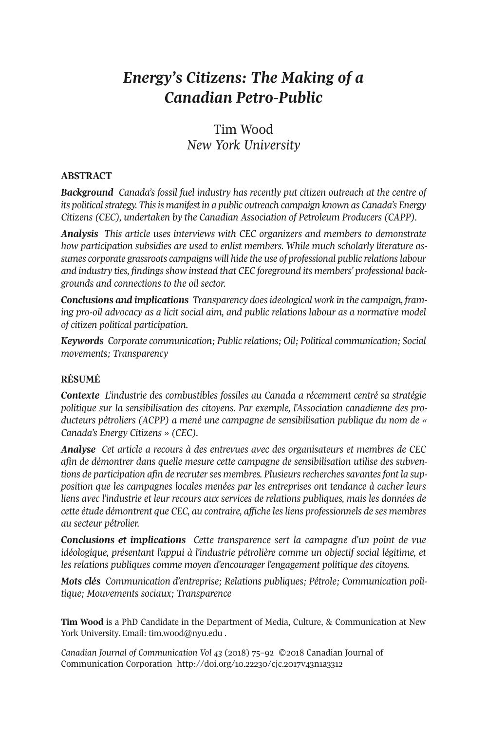# *Energy's Citizens: The Making of a Canadian Petro-Public*

Tim Wood
*New York University*

## ABSTRACT

***Background*** *Canada's fossil fuel industry has recently put citizen outreach at the centre of its political strategy. This is manifest in a public outreach campaign known as Canada's Energy Citizens (CEC), undertaken by the Canadian Association of Petroleum Producers (CAPP).*

***Analysis*** *This article uses interviews with CEC organizers and members to demonstrate how participation subsidies are used to enlist members. While much scholarly literature assumes corporate grassroots campaigns will hide the use of professional public relations labour and industry ties, findings show instead that CEC foreground its members' professional backgrounds and connections to the oil sector.*

***Conclusions and implications*** *Transparency does ideological work in the campaign, framing pro-oil advocacy as a licit social aim, and public relations labour as a normative model of citizen political participation.*

***Keywords*** *Corporate communication; Public relations; Oil; Political communication; Social movements; Transparency*

## RÉSUMÉ

***Contexte*** *L'industrie des combustibles fossiles au Canada a récemment centré sa stratégie politique sur la sensibilisation des citoyens. Par exemple, l'Association canadienne des producteurs pétroliers (ACPP) a mené une campagne de sensibilisation publique du nom de « Canada's Energy Citizens » (CEC).*

***Analyse*** *Cet article a recours à des entrevues avec des organisateurs et membres de CEC afin de démontrer dans quelle mesure cette campagne de sensibilisation utilise des subventions de participation afin de recruter ses membres. Plusieurs recherches savantes font la supposition que les campagnes locales menées par les entreprises ont tendance à cacher leurs liens avec l'industrie et leur recours aux services de relations publiques, mais les données de cette étude démontrent que CEC, au contraire, affiche les liens professionnels de ses membres au secteur pétrolier.*

***Conclusions et implications*** *Cette transparence sert la campagne d'un point de vue idéologique, présentant l'appui à l'industrie pétrolière comme un objectif social légitime, et les relations publiques comme moyen d'encourager l'engagement politique des citoyens.*

***Mots clés*** *Communication d'entreprise; Relations publiques; Pétrole; Communication politique; Mouvements sociaux; Transparence*

**Tim Wood** is a PhD Candidate in the Department of Media, Culture, & Communication at New York University. Email: tim.wood@nyu.edu .

*Canadian Journal of Communication Vol 43* (2018) 75–92 ©2018 Canadian Journal of Communication Corporation http://doi.org/10.22230/cjc.2017v43n1a3312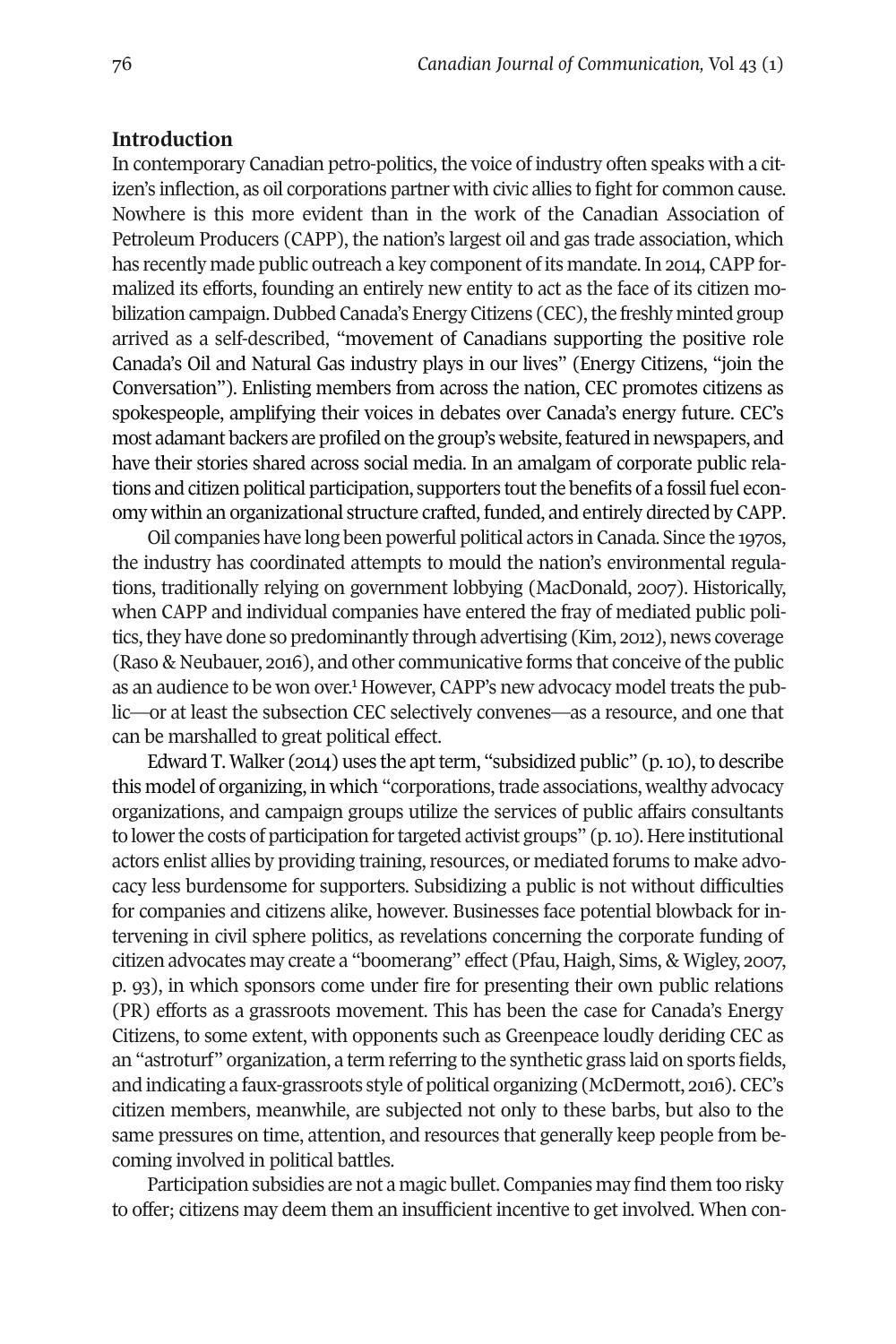## Introduction

In contemporary Canadian petro-politics, the voice of industry often speaks with a citizen's inflection, as oil corporations partner with civic allies to fight for common cause. Nowhere is this more evident than in the work of the Canadian Association of Petroleum Producers (CAPP), the nation's largest oil and gas trade association, which has recently made public outreach a key component of its mandate. In 2014, CAPP formalized its efforts, founding an entirely new entity to act as the face of its citizen mobilization campaign. Dubbed Canada's Energy Citizens (CEC), the freshly minted group arrived as a self-described, "movement of Canadians supporting the positive role Canada's Oil and Natural Gas industry plays in our lives" (Energy Citizens, "join the Conversation"). Enlisting members from across the nation, CEC promotes citizens as spokespeople, amplifying their voices in debates over Canada's energy future. CEC's most adamant backers are profiled on the group's website, featured in newspapers, and have their stories shared across social media. In an amalgam of corporate public relations and citizen political participation, supporters tout the benefits of a fossil fuel economy within an organizational structure crafted, funded, and entirely directed by CAPP.

Oil companies have long been powerful political actors in Canada. Since the 1970s, the industry has coordinated attempts to mould the nation's environmental regulations, traditionally relying on government lobbying (MacDonald, 2007). Historically, when CAPP and individual companies have entered the fray of mediated public politics, they have done so predominantly through advertising (Kim, 2012), news coverage (Raso & Neubauer, 2016), and other communicative forms that conceive of the public as an audience to be won over.[1] However, CAPP's new advocacy model treats the public—or at least the subsection CEC selectively convenes—as a resource, and one that can be marshalled to great political effect.

Edward T. Walker (2014) uses the apt term, "subsidized public" (p. 10), to describe this model of organizing, in which "corporations, trade associations, wealthy advocacy organizations, and campaign groups utilize the services of public affairs consultants to lower the costs of participation for targeted activist groups" (p. 10). Here institutional actors enlist allies by providing training, resources, or mediated forums to make advocacy less burdensome for supporters. Subsidizing a public is not without difficulties for companies and citizens alike, however. Businesses face potential blowback for intervening in civil sphere politics, as revelations concerning the corporate funding of citizen advocates may create a "boomerang" effect (Pfau, Haigh, Sims, & Wigley, 2007, p. 93), in which sponsors come under fire for presenting their own public relations (PR) efforts as a grassroots movement. This has been the case for Canada's Energy Citizens, to some extent, with opponents such as Greenpeace loudly deriding CEC as an "astroturf" organization, a term referring to the synthetic grass laid on sports fields, and indicating a faux-grassroots style of political organizing (McDermott, 2016). CEC's citizen members, meanwhile, are subjected not only to these barbs, but also to the same pressures on time, attention, and resources that generally keep people from becoming involved in political battles.

Participation subsidies are not a magic bullet. Companies may find them too risky to offer; citizens may deem them an insufficient incentive to get involved. When con-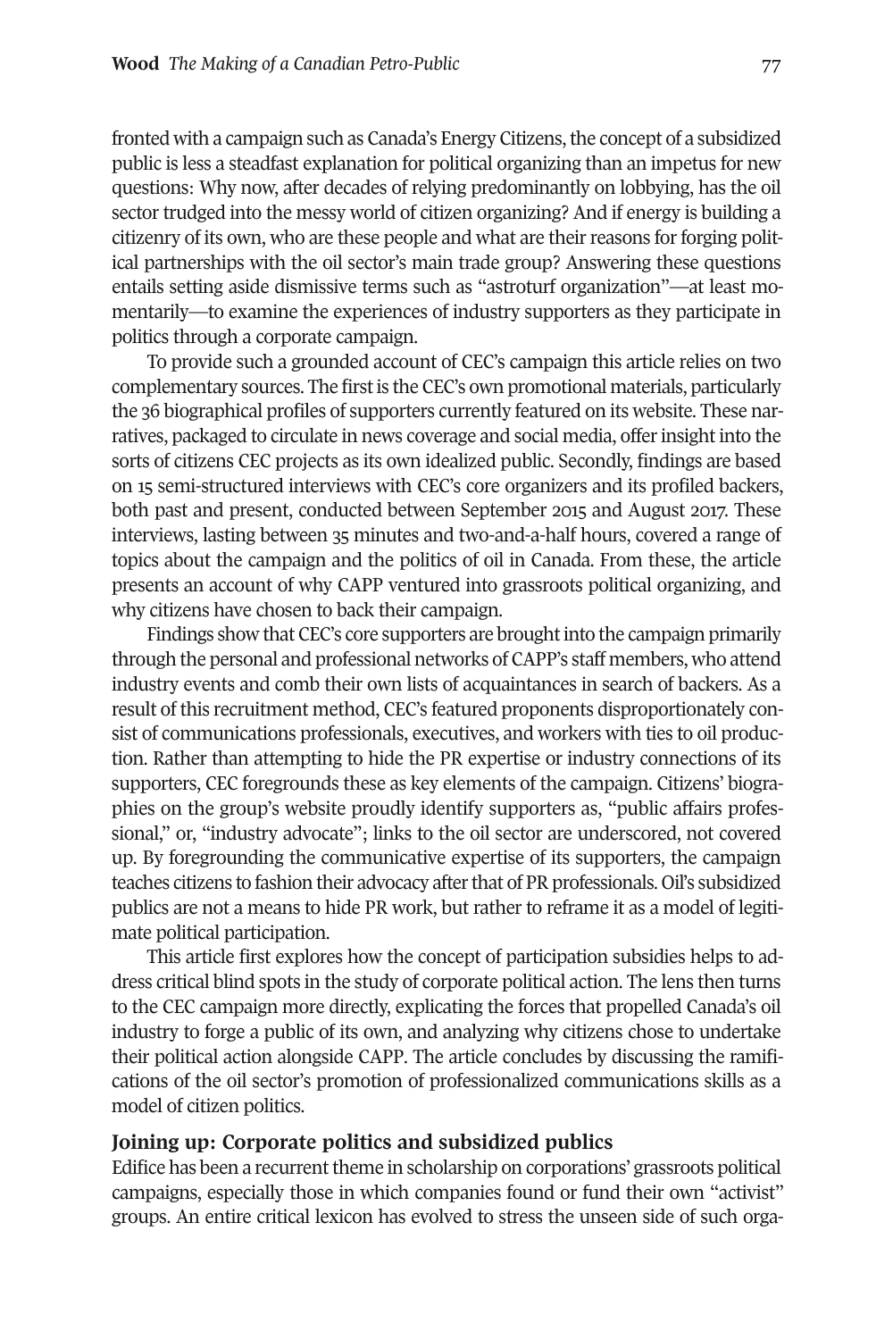fronted with a campaign such as Canada's Energy Citizens, the concept of a subsidized public is less a steadfast explanation for political organizing than an impetus for new questions: Why now, after decades of relying predominantly on lobbying, has the oil sector trudged into the messy world of citizen organizing? And if energy is building a citizenry of its own, who are these people and what are their reasons for forging political partnerships with the oil sector's main trade group? Answering these questions entails setting aside dismissive terms such as "astroturf organization"—at least momentarily—to examine the experiences of industry supporters as they participate in politics through a corporate campaign.

To provide such a grounded account of CEC's campaign this article relies on two complementary sources. The first is the CEC's own promotional materials, particularly the 36 biographical profiles of supporters currently featured on its website. These narratives, packaged to circulate in news coverage and social media, offer insight into the sorts of citizens CEC projects as its own idealized public. Secondly, findings are based on 15 semi-structured interviews with CEC's core organizers and its profiled backers, both past and present, conducted between September 2015 and August 2017. These interviews, lasting between 35 minutes and two-and-a-half hours, covered a range of topics about the campaign and the politics of oil in Canada. From these, the article presents an account of why CAPP ventured into grassroots political organizing, and why citizens have chosen to back their campaign.

Findings show that CEC's core supporters are brought into the campaign primarily through the personal and professional networks of CAPP's staff members, who attend industry events and comb their own lists of acquaintances in search of backers. As a result of this recruitment method, CEC's featured proponents disproportionately consist of communications professionals, executives, and workers with ties to oil production. Rather than attempting to hide the PR expertise or industry connections of its supporters, CEC foregrounds these as key elements of the campaign. Citizens' biographies on the group's website proudly identify supporters as, "public affairs professional," or, "industry advocate"; links to the oil sector are underscored, not covered up. By foregrounding the communicative expertise of its supporters, the campaign teaches citizens to fashion their advocacy after that of PR professionals. Oil's subsidized publics are not a means to hide PR work, but rather to reframe it as a model of legitimate political participation.

This article first explores how the concept of participation subsidies helps to address critical blind spots in the study of corporate political action. The lens then turns to the CEC campaign more directly, explicating the forces that propelled Canada's oil industry to forge a public of its own, and analyzing why citizens chose to undertake their political action alongside CAPP. The article concludes by discussing the ramifications of the oil sector's promotion of professionalized communications skills as a model of citizen politics.

## Joining up: Corporate politics and subsidized publics

Edifice has been a recurrent theme in scholarship on corporations' grassroots political campaigns, especially those in which companies found or fund their own "activist" groups. An entire critical lexicon has evolved to stress the unseen side of such orga-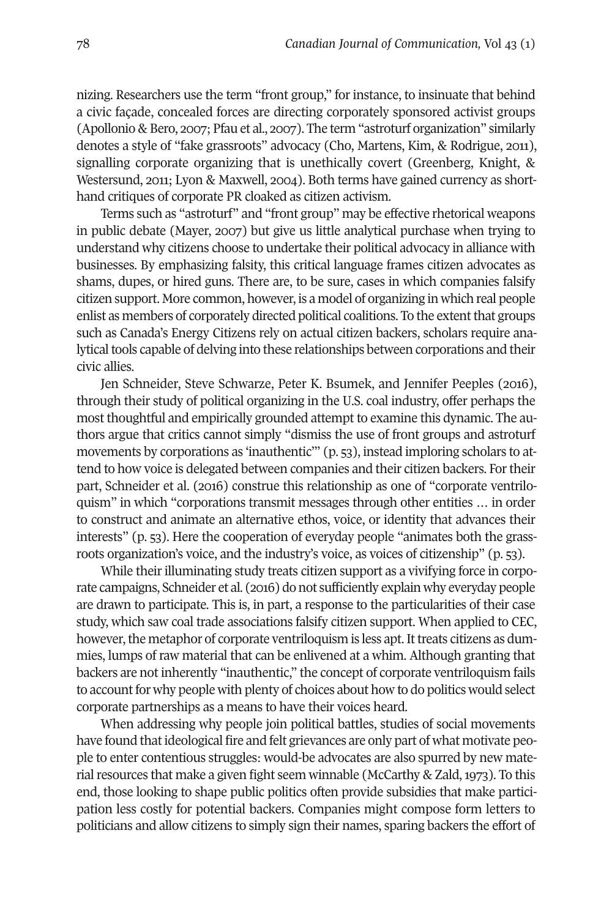nizing. Researchers use the term "front group," for instance, to insinuate that behind a civic façade, concealed forces are directing corporately sponsored activist groups (Apollonio & Bero, 2007; Pfau et al., 2007). The term "astroturf organization" similarly denotes a style of "fake grassroots" advocacy (Cho, Martens, Kim, & Rodrigue, 2011), signalling corporate organizing that is unethically covert (Greenberg, Knight, & Westersund, 2011; Lyon & Maxwell, 2004). Both terms have gained currency as shorthand critiques of corporate PR cloaked as citizen activism.

Terms such as "astroturf" and "front group" may be effective rhetorical weapons in public debate (Mayer, 2007) but give us little analytical purchase when trying to understand why citizens choose to undertake their political advocacy in alliance with businesses. By emphasizing falsity, this critical language frames citizen advocates as shams, dupes, or hired guns. There are, to be sure, cases in which companies falsify citizen support. More common, however, is a model of organizing in which real people enlist as members of corporately directed political coalitions. To the extent that groups such as Canada's Energy Citizens rely on actual citizen backers, scholars require analytical tools capable of delving into these relationships between corporations and their civic allies.

Jen Schneider, Steve Schwarze, Peter K. Bsumek, and Jennifer Peeples (2016), through their study of political organizing in the U.S. coal industry, offer perhaps the most thoughtful and empirically grounded attempt to examine this dynamic. The authors argue that critics cannot simply "dismiss the use of front groups and astroturf movements by corporations as 'inauthentic'" (p. 53), instead imploring scholars to attend to how voice is delegated between companies and their citizen backers. For their part, Schneider et al. (2016) construe this relationship as one of "corporate ventriloquism" in which "corporations transmit messages through other entities … in order to construct and animate an alternative ethos, voice, or identity that advances their interests" (p. 53). Here the cooperation of everyday people "animates both the grassroots organization's voice, and the industry's voice, as voices of citizenship" (p. 53).

While their illuminating study treats citizen support as a vivifying force in corporate campaigns, Schneider et al. (2016) do not sufficiently explain why everyday people are drawn to participate. This is, in part, a response to the particularities of their case study, which saw coal trade associations falsify citizen support. When applied to CEC, however, the metaphor of corporate ventriloquism is less apt. It treats citizens as dummies, lumps of raw material that can be enlivened at a whim. Although granting that backers are not inherently "inauthentic," the concept of corporate ventriloquism fails to account for why people with plenty of choices about how to do politics would select corporate partnerships as a means to have their voices heard.

When addressing why people join political battles, studies of social movements have found that ideological fire and felt grievances are only part of what motivate people to enter contentious struggles: would-be advocates are also spurred by new material resources that make a given fight seem winnable (McCarthy & Zald, 1973). To this end, those looking to shape public politics often provide subsidies that make participation less costly for potential backers. Companies might compose form letters to politicians and allow citizens to simply sign their names, sparing backers the effort of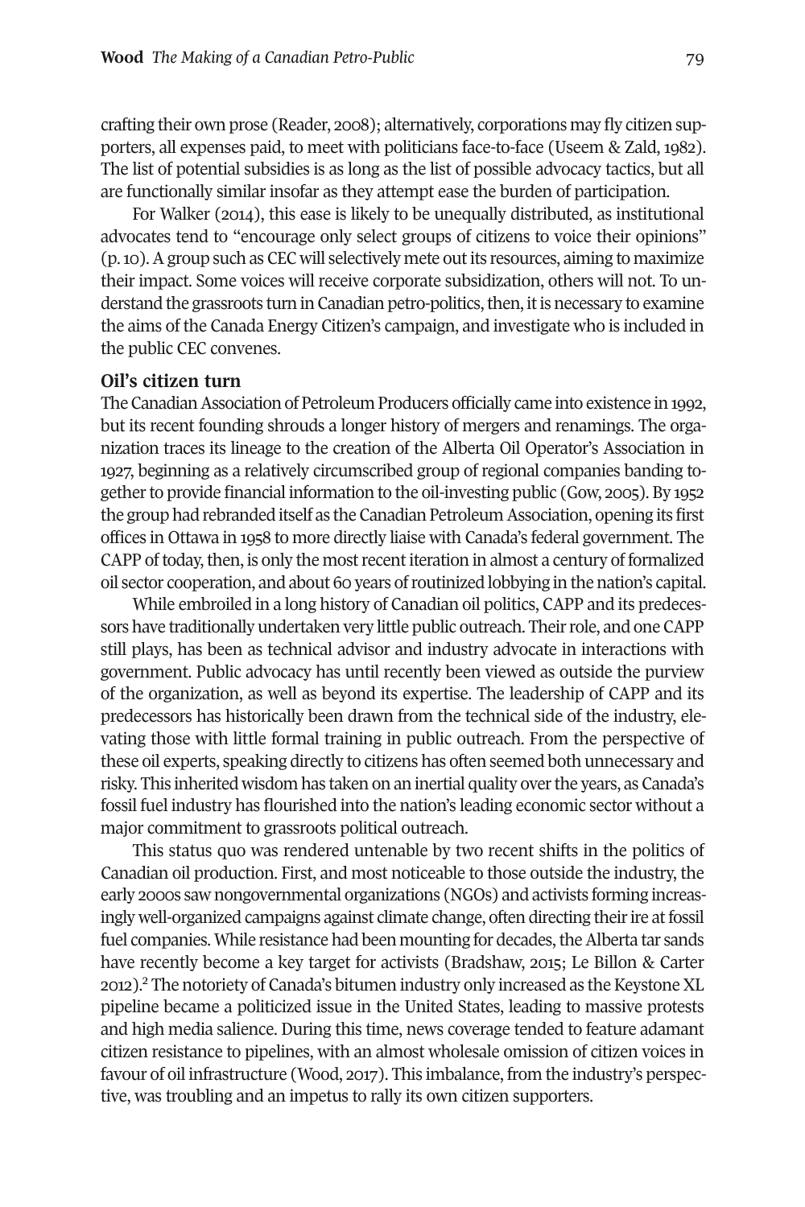crafting their own prose (Reader, 2008); alternatively, corporations may fly citizen supporters, all expenses paid, to meet with politicians face-to-face (Useem & Zald, 1982). The list of potential subsidies is as long as the list of possible advocacy tactics, but all are functionally similar insofar as they attempt ease the burden of participation.

For Walker (2014), this ease is likely to be unequally distributed, as institutional advocates tend to "encourage only select groups of citizens to voice their opinions" (p. 10). A group such as CEC will selectively mete out its resources, aiming to maximize their impact. Some voices will receive corporate subsidization, others will not. To understand the grassroots turn in Canadian petro-politics, then, it is necessary to examine the aims of the Canada Energy Citizen's campaign, and investigate who is included in the public CEC convenes.

## Oil's citizen turn

The Canadian Association of Petroleum Producers officially came into existence in 1992, but its recent founding shrouds a longer history of mergers and renamings. The organization traces its lineage to the creation of the Alberta Oil Operator's Association in 1927, beginning as a relatively circumscribed group of regional companies banding together to provide financial information to the oil-investing public (Gow, 2005). By 1952 the group had rebranded itself as the Canadian Petroleum Association, opening its first offices in Ottawa in 1958 to more directly liaise with Canada's federal government. The CAPP of today, then, is only the most recent iteration in almost a century of formalized oil sector cooperation, and about 60 years of routinized lobbying in the nation's capital.

While embroiled in a long history of Canadian oil politics, CAPP and its predecessors have traditionally undertaken very little public outreach. Their role, and one CAPP still plays, has been as technical advisor and industry advocate in interactions with government. Public advocacy has until recently been viewed as outside the purview of the organization, as well as beyond its expertise. The leadership of CAPP and its predecessors has historically been drawn from the technical side of the industry, elevating those with little formal training in public outreach. From the perspective of these oil experts, speaking directly to citizens has often seemed both unnecessary and risky. This inherited wisdom has taken on an inertial quality over the years, as Canada's fossil fuel industry has flourished into the nation's leading economic sector without a major commitment to grassroots political outreach.

This status quo was rendered untenable by two recent shifts in the politics of Canadian oil production. First, and most noticeable to those outside the industry, the early 2000s saw nongovernmental organizations (NGOs) and activists forming increasingly well-organized campaigns against climate change, often directing their ire at fossil fuel companies. While resistance had been mounting for decades, the Alberta tar sands have recently become a key target for activists (Bradshaw, 2015; Le Billon & Carter 2012).[2] The notoriety of Canada's bitumen industry only increased as the Keystone XL pipeline became a politicized issue in the United States, leading to massive protests and high media salience. During this time, news coverage tended to feature adamant citizen resistance to pipelines, with an almost wholesale omission of citizen voices in favour of oil infrastructure (Wood, 2017). This imbalance, from the industry's perspective, was troubling and an impetus to rally its own citizen supporters.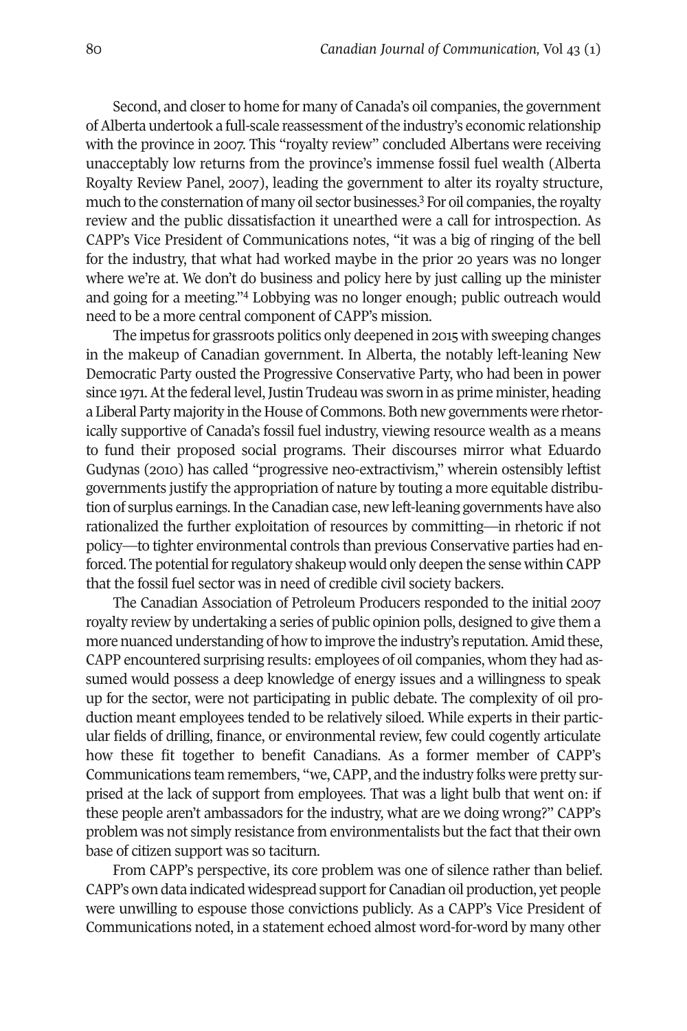Second, and closer to home for many of Canada's oil companies, the government of Alberta undertook a full-scale reassessment of the industry's economic relationship with the province in 2007. This "royalty review" concluded Albertans were receiving unacceptably low returns from the province's immense fossil fuel wealth (Alberta Royalty Review Panel, 2007), leading the government to alter its royalty structure, much to the consternation of many oil sector businesses.[3] For oil companies, the royalty review and the public dissatisfaction it unearthed were a call for introspection. As CAPP's Vice President of Communications notes, "it was a big of ringing of the bell for the industry, that what had worked maybe in the prior 20 years was no longer where we're at. We don't do business and policy here by just calling up the minister and going for a meeting."[4] Lobbying was no longer enough; public outreach would need to be a more central component of CAPP's mission.

The impetus for grassroots politics only deepened in 2015 with sweeping changes in the makeup of Canadian government. In Alberta, the notably left-leaning New Democratic Party ousted the Progressive Conservative Party, who had been in power since 1971. At the federal level, Justin Trudeau was sworn in as prime minister, heading a Liberal Party majority in the House of Commons. Both new governments were rhetorically supportive of Canada's fossil fuel industry, viewing resource wealth as a means to fund their proposed social programs. Their discourses mirror what Eduardo Gudynas (2010) has called "progressive neo-extractivism," wherein ostensibly leftist governments justify the appropriation of nature by touting a more equitable distribution of surplus earnings. In the Canadian case, new left-leaning governments have also rationalized the further exploitation of resources by committing—in rhetoric if not policy—to tighter environmental controls than previous Conservative parties had enforced. The potential for regulatory shakeup would only deepen the sense within CAPP that the fossil fuel sector was in need of credible civil society backers.

The Canadian Association of Petroleum Producers responded to the initial 2007 royalty review by undertaking a series of public opinion polls, designed to give them a more nuanced understanding of how to improve the industry's reputation. Amid these, CAPP encountered surprising results: employees of oil companies, whom they had assumed would possess a deep knowledge of energy issues and a willingness to speak up for the sector, were not participating in public debate. The complexity of oil production meant employees tended to be relatively siloed. While experts in their particular fields of drilling, finance, or environmental review, few could cogently articulate how these fit together to benefit Canadians. As a former member of CAPP's Communications team remembers, "we, CAPP, and the industry folks were pretty surprised at the lack of support from employees. That was a light bulb that went on: if these people aren't ambassadors for the industry, what are we doing wrong?" CAPP's problem was not simply resistance from environmentalists but the fact that their own base of citizen support was so taciturn.

From CAPP's perspective, its core problem was one of silence rather than belief. CAPP's own data indicated widespread support for Canadian oil production, yet people were unwilling to espouse those convictions publicly. As a CAPP's Vice President of Communications noted, in a statement echoed almost word-for-word by many other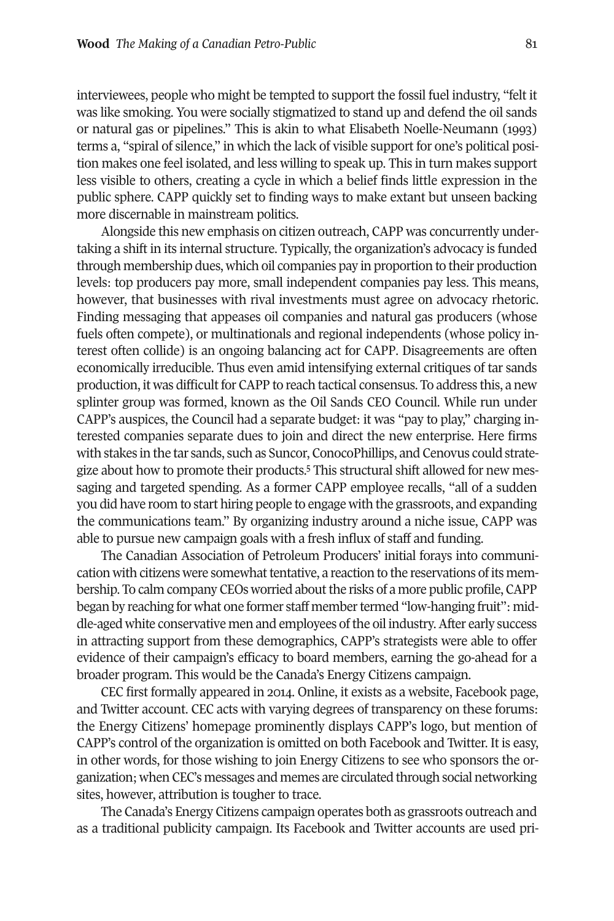interviewees, people who might be tempted to support the fossil fuel industry, "felt it was like smoking. You were socially stigmatized to stand up and defend the oil sands or natural gas or pipelines." This is akin to what Elisabeth Noelle-Neumann (1993) terms a, "spiral of silence," in which the lack of visible support for one's political position makes one feel isolated, and less willing to speak up. This in turn makes support less visible to others, creating a cycle in which a belief finds little expression in the public sphere. CAPP quickly set to finding ways to make extant but unseen backing more discernable in mainstream politics.

Alongside this new emphasis on citizen outreach, CAPP was concurrently undertaking a shift in its internal structure. Typically, the organization's advocacy is funded through membership dues, which oil companies pay in proportion to their production levels: top producers pay more, small independent companies pay less. This means, however, that businesses with rival investments must agree on advocacy rhetoric. Finding messaging that appeases oil companies and natural gas producers (whose fuels often compete), or multinationals and regional independents (whose policy interest often collide) is an ongoing balancing act for CAPP. Disagreements are often economically irreducible. Thus even amid intensifying external critiques of tar sands production, it was difficult for CAPP to reach tactical consensus. To address this, a new splinter group was formed, known as the Oil Sands CEO Council. While run under CAPP's auspices, the Council had a separate budget: it was "pay to play," charging interested companies separate dues to join and direct the new enterprise. Here firms with stakes in the tar sands, such as Suncor, ConocoPhillips, and Cenovus could strategize about how to promote their products.[5] This structural shift allowed for new messaging and targeted spending. As a former CAPP employee recalls, "all of a sudden you did have room to start hiring people to engage with the grassroots, and expanding the communications team." By organizing industry around a niche issue, CAPP was able to pursue new campaign goals with a fresh influx of staff and funding.

The Canadian Association of Petroleum Producers' initial forays into communication with citizens were somewhat tentative, a reaction to the reservations of its membership. To calm company CEOs worried about the risks of a more public profile, CAPP began by reaching for what one former staff member termed "low-hanging fruit": middle-aged white conservative men and employees of the oil industry. After early success in attracting support from these demographics, CAPP's strategists were able to offer evidence of their campaign's efficacy to board members, earning the go-ahead for a broader program. This would be the Canada's Energy Citizens campaign.

CEC first formally appeared in 2014. Online, it exists as a website, Facebook page, and Twitter account. CEC acts with varying degrees of transparency on these forums: the Energy Citizens' homepage prominently displays CAPP's logo, but mention of CAPP's control of the organization is omitted on both Facebook and Twitter. It is easy, in other words, for those wishing to join Energy Citizens to see who sponsors the organization; when CEC's messages and memes are circulated through social networking sites, however, attribution is tougher to trace.

The Canada's Energy Citizens campaign operates both as grassroots outreach and as a traditional publicity campaign. Its Facebook and Twitter accounts are used pri-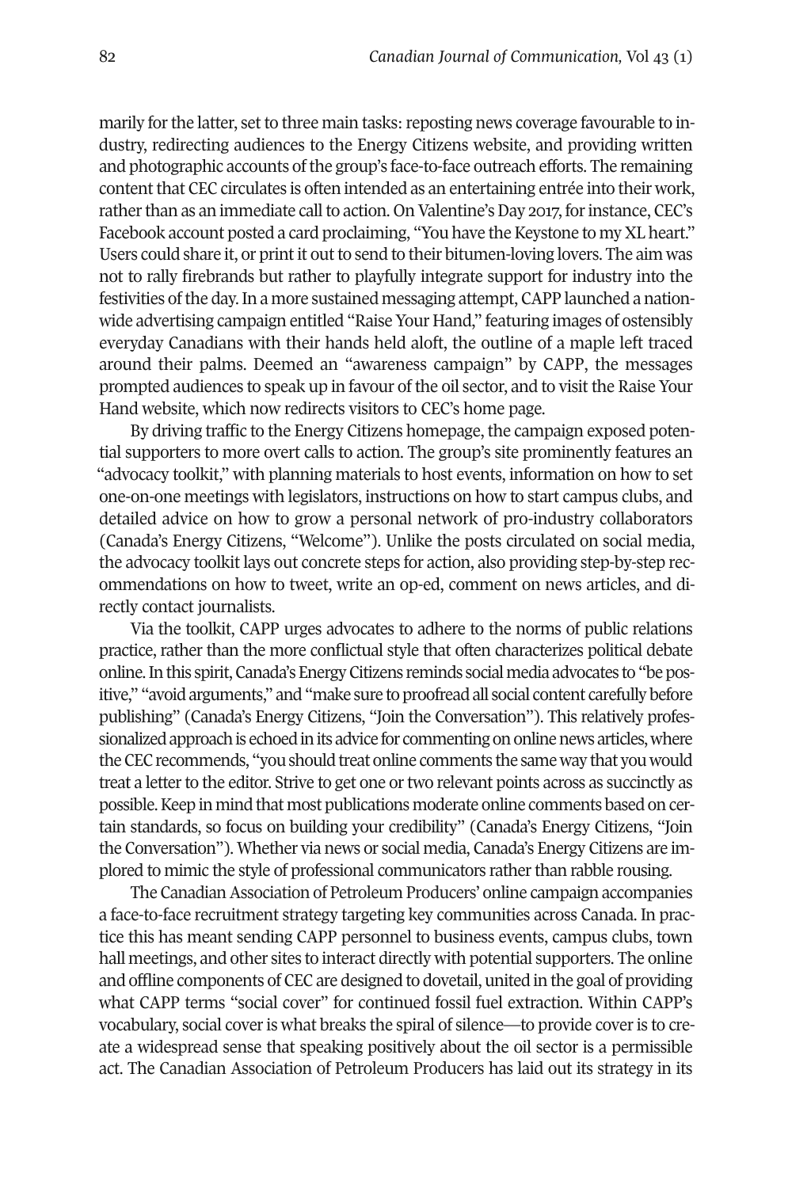marily for the latter, set to three main tasks: reposting news coverage favourable to industry, redirecting audiences to the Energy Citizens website, and providing written and photographic accounts of the group's face-to-face outreach efforts. The remaining content that CEC circulates is often intended as an entertaining entrée into their work, rather than as an immediate call to action. On Valentine's Day 2017, for instance, CEC's Facebook account posted a card proclaiming, "You have the Keystone to my XL heart." Users could share it, or print it out to send to their bitumen-loving lovers. The aim was not to rally firebrands but rather to playfully integrate support for industry into the festivities of the day. In a more sustained messaging attempt, CAPP launched a nationwide advertising campaign entitled "Raise Your Hand," featuring images of ostensibly everyday Canadians with their hands held aloft, the outline of a maple left traced around their palms. Deemed an "awareness campaign" by CAPP, the messages prompted audiences to speak up in favour of the oil sector, and to visit the Raise Your Hand website, which now redirects visitors to CEC's home page.

By driving traffic to the Energy Citizens homepage, the campaign exposed potential supporters to more overt calls to action. The group's site prominently features an "advocacy toolkit," with planning materials to host events, information on how to set one-on-one meetings with legislators, instructions on how to start campus clubs, and detailed advice on how to grow a personal network of pro-industry collaborators (Canada's Energy Citizens, "Welcome"). Unlike the posts circulated on social media, the advocacy toolkit lays out concrete steps for action, also providing step-by-step recommendations on how to tweet, write an op-ed, comment on news articles, and directly contact journalists.

Via the toolkit, CAPP urges advocates to adhere to the norms of public relations practice, rather than the more conflictual style that often characterizes political debate online. In this spirit, Canada's Energy Citizens reminds social media advocates to "be positive," "avoid arguments," and "make sure to proofread all social content carefully before publishing" (Canada's Energy Citizens, "Join the Conversation"). This relatively professionalized approach is echoed in its advice for commenting on online news articles, where the CEC recommends, "you should treat online comments the same way that you would treat a letter to the editor. Strive to get one or two relevant points across as succinctly as possible. Keep in mind that most publications moderate online comments based on certain standards, so focus on building your credibility" (Canada's Energy Citizens, "Join the Conversation"). Whether via news or social media, Canada's Energy Citizens are implored to mimic the style of professional communicators rather than rabble rousing.

The Canadian Association of Petroleum Producers' online campaign accompanies a face-to-face recruitment strategy targeting key communities across Canada. In practice this has meant sending CAPP personnel to business events, campus clubs, town hall meetings, and other sites to interact directly with potential supporters. The online and offline components of CEC are designed to dovetail, united in the goal of providing what CAPP terms "social cover" for continued fossil fuel extraction. Within CAPP's vocabulary, social cover is what breaks the spiral of silence—to provide cover is to create a widespread sense that speaking positively about the oil sector is a permissible act. The Canadian Association of Petroleum Producers has laid out its strategy in its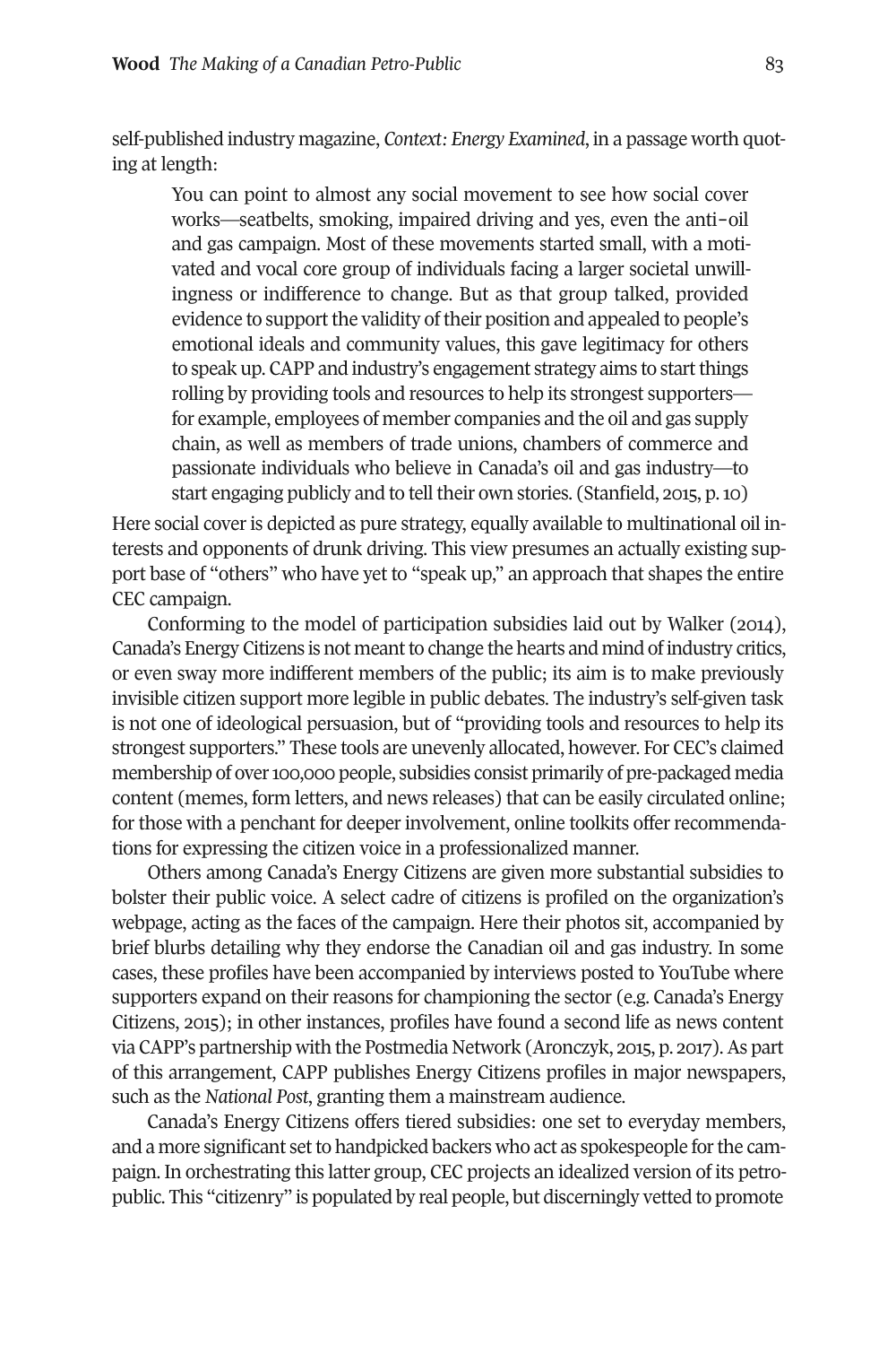self-published industry magazine, *Context: Energy Examined*, in a passage worth quoting at length:

> You can point to almost any social movement to see how social cover works—seatbelts, smoking, impaired driving and yes, even the anti–oil and gas campaign. Most of these movements started small, with a motivated and vocal core group of individuals facing a larger societal unwillingness or indifference to change. But as that group talked, provided evidence to support the validity of their position and appealed to people's emotional ideals and community values, this gave legitimacy for others to speak up. CAPP and industry's engagement strategy aims to start things rolling by providing tools and resources to help its strongest supporters—for example, employees of member companies and the oil and gas supply chain, as well as members of trade unions, chambers of commerce and passionate individuals who believe in Canada's oil and gas industry—to start engaging publicly and to tell their own stories. (Stanfield, 2015, p. 10)

Here social cover is depicted as pure strategy, equally available to multinational oil interests and opponents of drunk driving. This view presumes an actually existing support base of "others" who have yet to "speak up," an approach that shapes the entire CEC campaign.

Conforming to the model of participation subsidies laid out by Walker (2014), Canada's Energy Citizens is not meant to change the hearts and mind of industry critics, or even sway more indifferent members of the public; its aim is to make previously invisible citizen support more legible in public debates. The industry's self-given task is not one of ideological persuasion, but of "providing tools and resources to help its strongest supporters." These tools are unevenly allocated, however. For CEC's claimed membership of over 100,000 people, subsidies consist primarily of pre-packaged media content (memes, form letters, and news releases) that can be easily circulated online; for those with a penchant for deeper involvement, online toolkits offer recommendations for expressing the citizen voice in a professionalized manner.

Others among Canada's Energy Citizens are given more substantial subsidies to bolster their public voice. A select cadre of citizens is profiled on the organization's webpage, acting as the faces of the campaign. Here their photos sit, accompanied by brief blurbs detailing why they endorse the Canadian oil and gas industry. In some cases, these profiles have been accompanied by interviews posted to YouTube where supporters expand on their reasons for championing the sector (e.g. Canada's Energy Citizens, 2015); in other instances, profiles have found a second life as news content via CAPP's partnership with the Postmedia Network (Aronczyk, 2015, p. 2017). As part of this arrangement, CAPP publishes Energy Citizens profiles in major newspapers, such as the *National Post*, granting them a mainstream audience.

Canada's Energy Citizens offers tiered subsidies: one set to everyday members, and a more significant set to handpicked backers who act as spokespeople for the campaign. In orchestrating this latter group, CEC projects an idealized version of its petro-public. This "citizenry" is populated by real people, but discerningly vetted to promote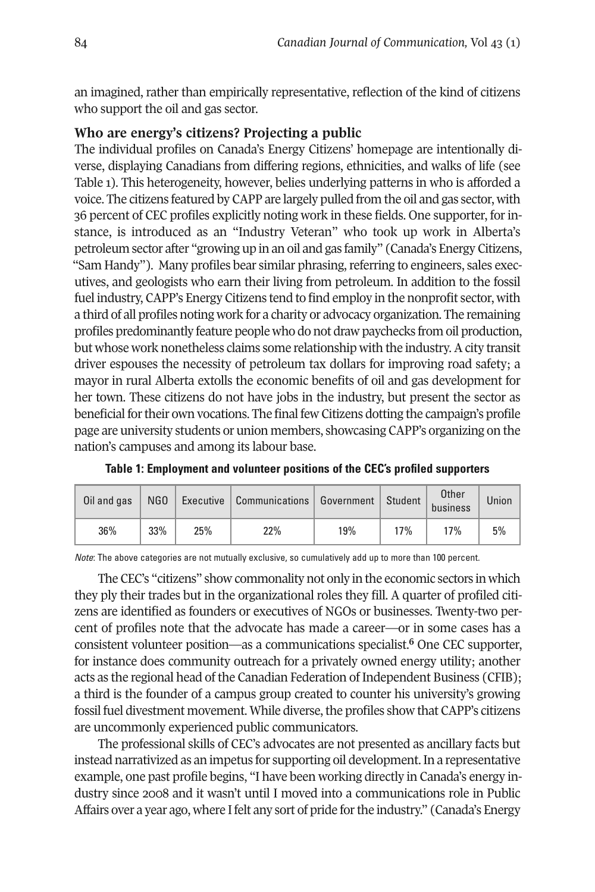an imagined, rather than empirically representative, reflection of the kind of citizens who support the oil and gas sector.

## Who are energy's citizens? Projecting a public

The individual profiles on Canada's Energy Citizens' homepage are intentionally diverse, displaying Canadians from differing regions, ethnicities, and walks of life (see Table 1). This heterogeneity, however, belies underlying patterns in who is afforded a voice. The citizens featured by CAPP are largely pulled from the oil and gas sector, with 36 percent of CEC profiles explicitly noting work in these fields. One supporter, for instance, is introduced as an "Industry Veteran" who took up work in Alberta's petroleum sector after "growing up in an oil and gas family" (Canada's Energy Citizens, "Sam Handy"). Many profiles bear similar phrasing, referring to engineers, sales executives, and geologists who earn their living from petroleum. In addition to the fossil fuel industry, CAPP's Energy Citizens tend to find employ in the nonprofit sector, with a third of all profiles noting work for a charity or advocacy organization. The remaining profiles predominantly feature people who do not draw paychecks from oil production, but whose work nonetheless claims some relationship with the industry. A city transit driver espouses the necessity of petroleum tax dollars for improving road safety; a mayor in rural Alberta extolls the economic benefits of oil and gas development for her town. These citizens do not have jobs in the industry, but present the sector as beneficial for their own vocations. The final few Citizens dotting the campaign's profile page are university students or union members, showcasing CAPP's organizing on the nation's campuses and among its labour base.

**Table 1: Employment and volunteer positions of the CEC's profiled supporters**

| Oil and gas | NGO | Executive | Communications | Government | Student | Other business | Union |
|---|---|---|---|---|---|---|---|
| 36% | 33% | 25% | 22% | 19% | 17% | 17% | 5% |

*Note*: The above categories are not mutually exclusive, so cumulatively add up to more than 100 percent.

The CEC's "citizens" show commonality not only in the economic sectors in which they ply their trades but in the organizational roles they fill. A quarter of profiled citizens are identified as founders or executives of NGOs or businesses. Twenty-two percent of profiles note that the advocate has made a career—or in some cases has a consistent volunteer position—as a communications specialist.[6] One CEC supporter, for instance does community outreach for a privately owned energy utility; another acts as the regional head of the Canadian Federation of Independent Business (CFIB); a third is the founder of a campus group created to counter his university's growing fossil fuel divestment movement. While diverse, the profiles show that CAPP's citizens are uncommonly experienced public communicators.

The professional skills of CEC's advocates are not presented as ancillary facts but instead narrativized as an impetus for supporting oil development. In a representative example, one past profile begins, "I have been working directly in Canada's energy industry since 2008 and it wasn't until I moved into a communications role in Public Affairs over a year ago, where I felt any sort of pride for the industry." (Canada's Energy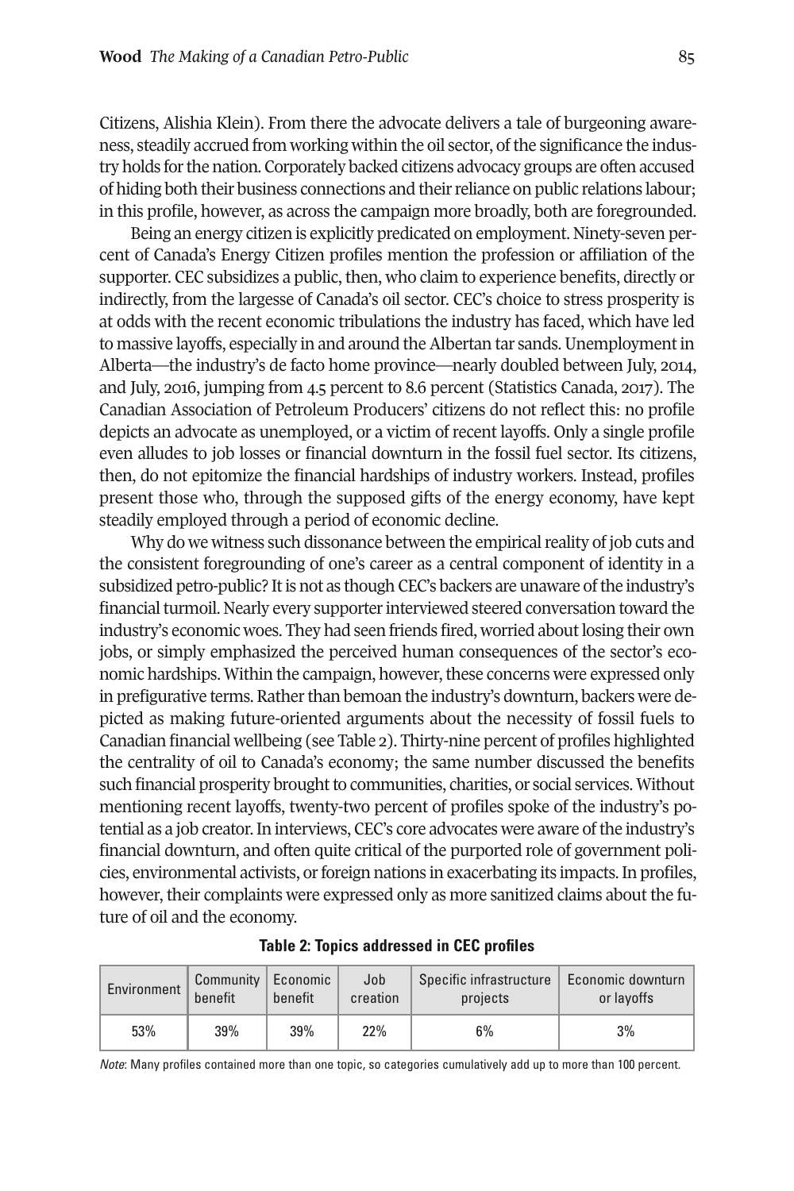Citizens, Alishia Klein). From there the advocate delivers a tale of burgeoning awareness, steadily accrued from working within the oil sector, of the significance the industry holds for the nation. Corporately backed citizens advocacy groups are often accused of hiding both their business connections and their reliance on public relations labour; in this profile, however, as across the campaign more broadly, both are foregrounded.

Being an energy citizen is explicitly predicated on employment. Ninety-seven percent of Canada's Energy Citizen profiles mention the profession or affiliation of the supporter. CEC subsidizes a public, then, who claim to experience benefits, directly or indirectly, from the largesse of Canada's oil sector. CEC's choice to stress prosperity is at odds with the recent economic tribulations the industry has faced, which have led to massive layoffs, especially in and around the Albertan tar sands. Unemployment in Alberta—the industry's de facto home province—nearly doubled between July, 2014, and July, 2016, jumping from 4.5 percent to 8.6 percent (Statistics Canada, 2017). The Canadian Association of Petroleum Producers' citizens do not reflect this: no profile depicts an advocate as unemployed, or a victim of recent layoffs. Only a single profile even alludes to job losses or financial downturn in the fossil fuel sector. Its citizens, then, do not epitomize the financial hardships of industry workers. Instead, profiles present those who, through the supposed gifts of the energy economy, have kept steadily employed through a period of economic decline.

Why do we witness such dissonance between the empirical reality of job cuts and the consistent foregrounding of one's career as a central component of identity in a subsidized petro-public? It is not as though CEC's backers are unaware of the industry's financial turmoil. Nearly every supporter interviewed steered conversation toward the industry's economic woes. They had seen friends fired, worried about losing their own jobs, or simply emphasized the perceived human consequences of the sector's economic hardships. Within the campaign, however, these concerns were expressed only in prefigurative terms. Rather than bemoan the industry's downturn, backers were depicted as making future-oriented arguments about the necessity of fossil fuels to Canadian financial wellbeing (see Table 2). Thirty-nine percent of profiles highlighted the centrality of oil to Canada's economy; the same number discussed the benefits such financial prosperity brought to communities, charities, or social services. Without mentioning recent layoffs, twenty-two percent of profiles spoke of the industry's potential as a job creator. In interviews, CEC's core advocates were aware of the industry's financial downturn, and often quite critical of the purported role of government policies, environmental activists, or foreign nations in exacerbating its impacts. In profiles, however, their complaints were expressed only as more sanitized claims about the future of oil and the economy.

**Table 2: Topics addressed in CEC profiles**

| Environment | Community benefit | Economic benefit | Job creation | Specific infrastructure projects | Economic downturn or layoffs |
|---|---|---|---|---|---|
| 53% | 39% | 39% | 22% | 6% | 3% |

*Note*: Many profiles contained more than one topic, so categories cumulatively add up to more than 100 percent.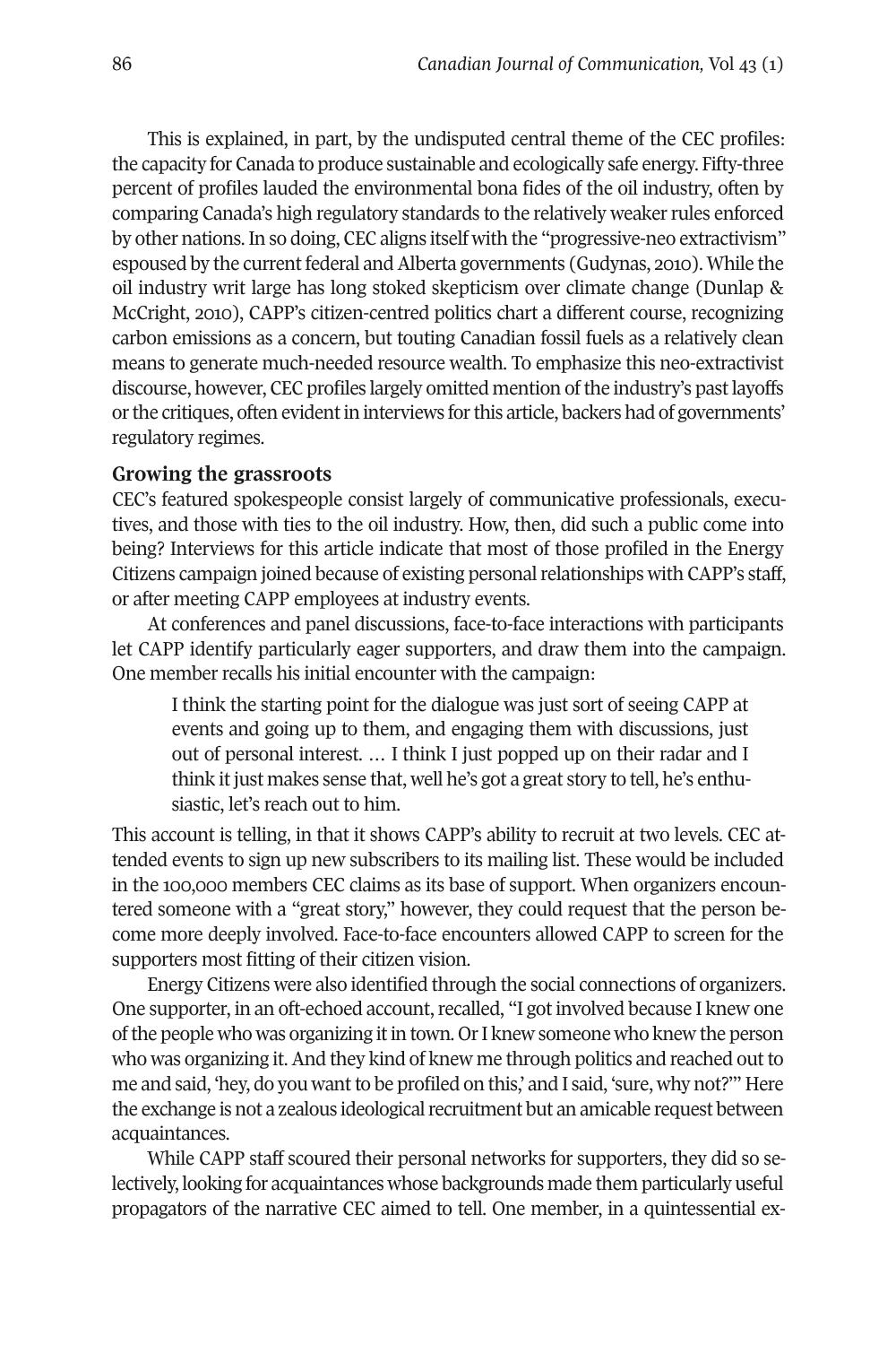This is explained, in part, by the undisputed central theme of the CEC profiles: the capacity for Canada to produce sustainable and ecologically safe energy. Fifty-three percent of profiles lauded the environmental bona fides of the oil industry, often by comparing Canada's high regulatory standards to the relatively weaker rules enforced by other nations. In so doing, CEC aligns itself with the "progressive-neo extractivism" espoused by the current federal and Alberta governments (Gudynas, 2010). While the oil industry writ large has long stoked skepticism over climate change (Dunlap & McCright, 2010), CAPP's citizen-centred politics chart a different course, recognizing carbon emissions as a concern, but touting Canadian fossil fuels as a relatively clean means to generate much-needed resource wealth. To emphasize this neo-extractivist discourse, however, CEC profiles largely omitted mention of the industry's past layoffs or the critiques, often evident in interviews for this article, backers had of governments' regulatory regimes.

## Growing the grassroots

CEC's featured spokespeople consist largely of communicative professionals, executives, and those with ties to the oil industry. How, then, did such a public come into being? Interviews for this article indicate that most of those profiled in the Energy Citizens campaign joined because of existing personal relationships with CAPP's staff, or after meeting CAPP employees at industry events.

At conferences and panel discussions, face-to-face interactions with participants let CAPP identify particularly eager supporters, and draw them into the campaign. One member recalls his initial encounter with the campaign:

> I think the starting point for the dialogue was just sort of seeing CAPP at events and going up to them, and engaging them with discussions, just out of personal interest. … I think I just popped up on their radar and I think it just makes sense that, well he's got a great story to tell, he's enthusiastic, let's reach out to him.

This account is telling, in that it shows CAPP's ability to recruit at two levels. CEC attended events to sign up new subscribers to its mailing list. These would be included in the 100,000 members CEC claims as its base of support. When organizers encountered someone with a "great story," however, they could request that the person become more deeply involved. Face-to-face encounters allowed CAPP to screen for the supporters most fitting of their citizen vision.

Energy Citizens were also identified through the social connections of organizers. One supporter, in an oft-echoed account, recalled, "I got involved because I knew one of the people who was organizing it in town. Or I knew someone who knew the person who was organizing it. And they kind of knew me through politics and reached out to me and said, 'hey, do you want to be profiled on this,' and I said, 'sure, why not?'" Here the exchange is not a zealous ideological recruitment but an amicable request between acquaintances.

While CAPP staff scoured their personal networks for supporters, they did so selectively, looking for acquaintances whose backgrounds made them particularly useful propagators of the narrative CEC aimed to tell. One member, in a quintessential ex-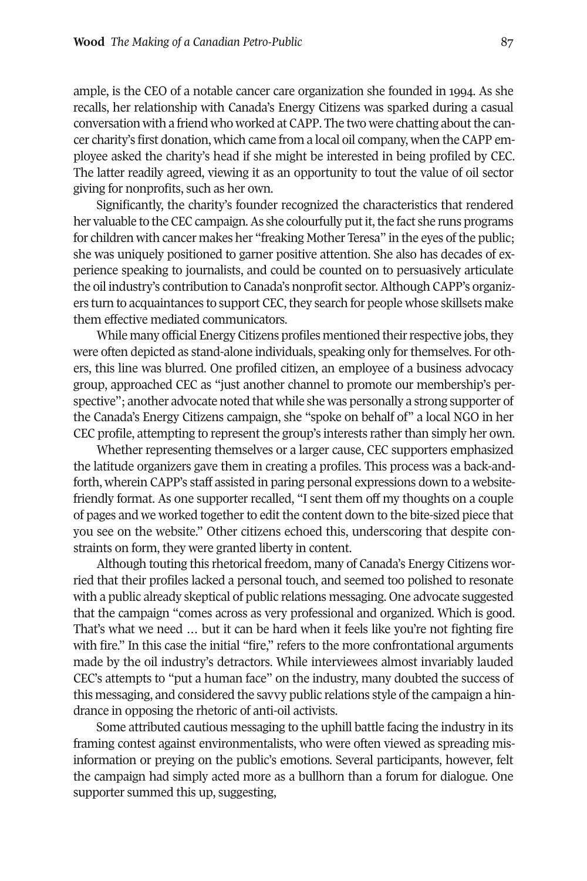ample, is the CEO of a notable cancer care organization she founded in 1994. As she recalls, her relationship with Canada's Energy Citizens was sparked during a casual conversation with a friend who worked at CAPP. The two were chatting about the cancer charity's first donation, which came from a local oil company, when the CAPP employee asked the charity's head if she might be interested in being profiled by CEC. The latter readily agreed, viewing it as an opportunity to tout the value of oil sector giving for nonprofits, such as her own.

Significantly, the charity's founder recognized the characteristics that rendered her valuable to the CEC campaign. As she colourfully put it, the fact she runs programs for children with cancer makes her "freaking Mother Teresa" in the eyes of the public; she was uniquely positioned to garner positive attention. She also has decades of experience speaking to journalists, and could be counted on to persuasively articulate the oil industry's contribution to Canada's nonprofit sector. Although CAPP's organizers turn to acquaintances to support CEC, they search for people whose skillsets make them effective mediated communicators.

While many official Energy Citizens profiles mentioned their respective jobs, they were often depicted as stand-alone individuals, speaking only for themselves. For others, this line was blurred. One profiled citizen, an employee of a business advocacy group, approached CEC as "just another channel to promote our membership's perspective"; another advocate noted that while she was personally a strong supporter of the Canada's Energy Citizens campaign, she "spoke on behalf of" a local NGO in her CEC profile, attempting to represent the group's interests rather than simply her own.

Whether representing themselves or a larger cause, CEC supporters emphasized the latitude organizers gave them in creating a profiles. This process was a back-and-forth, wherein CAPP's staff assisted in paring personal expressions down to a website-friendly format. As one supporter recalled, "I sent them off my thoughts on a couple of pages and we worked together to edit the content down to the bite-sized piece that you see on the website." Other citizens echoed this, underscoring that despite constraints on form, they were granted liberty in content.

Although touting this rhetorical freedom, many of Canada's Energy Citizens worried that their profiles lacked a personal touch, and seemed too polished to resonate with a public already skeptical of public relations messaging. One advocate suggested that the campaign "comes across as very professional and organized. Which is good. That's what we need … but it can be hard when it feels like you're not fighting fire with fire." In this case the initial "fire," refers to the more confrontational arguments made by the oil industry's detractors. While interviewees almost invariably lauded CEC's attempts to "put a human face" on the industry, many doubted the success of this messaging, and considered the savvy public relations style of the campaign a hindrance in opposing the rhetoric of anti-oil activists.

Some attributed cautious messaging to the uphill battle facing the industry in its framing contest against environmentalists, who were often viewed as spreading misinformation or preying on the public's emotions. Several participants, however, felt the campaign had simply acted more as a bullhorn than a forum for dialogue. One supporter summed this up, suggesting,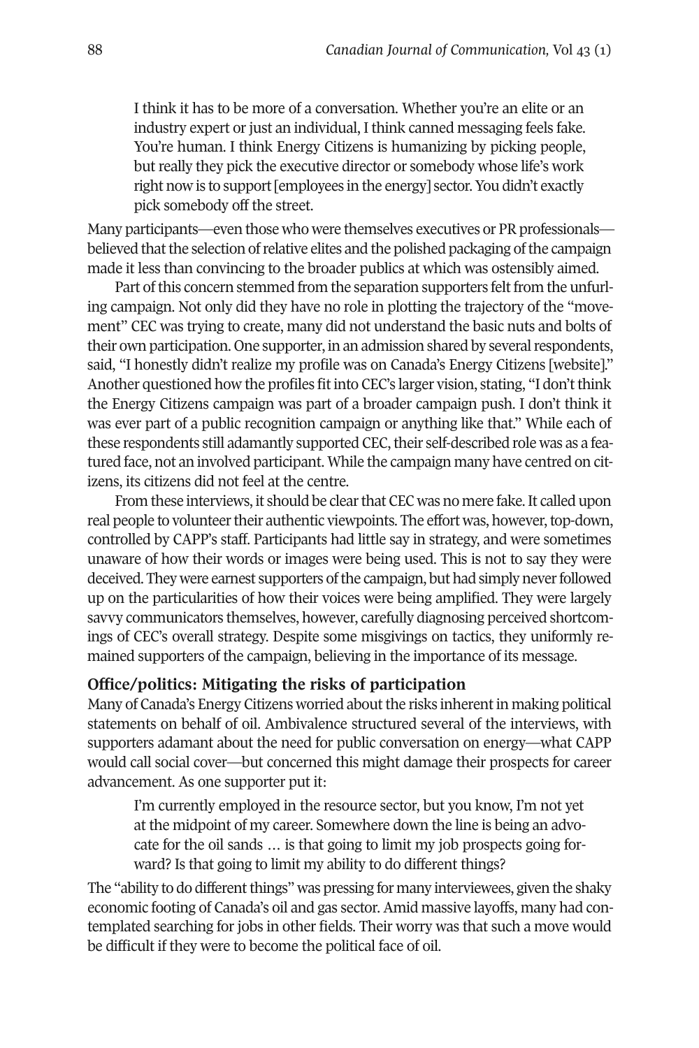> I think it has to be more of a conversation. Whether you're an elite or an industry expert or just an individual, I think canned messaging feels fake. You're human. I think Energy Citizens is humanizing by picking people, but really they pick the executive director or somebody whose life's work right now is to support [employees in the energy] sector. You didn't exactly pick somebody off the street.

Many participants—even those who were themselves executives or PR professionals—believed that the selection of relative elites and the polished packaging of the campaign made it less than convincing to the broader publics at which was ostensibly aimed.

Part of this concern stemmed from the separation supporters felt from the unfurling campaign. Not only did they have no role in plotting the trajectory of the "movement" CEC was trying to create, many did not understand the basic nuts and bolts of their own participation. One supporter, in an admission shared by several respondents, said, "I honestly didn't realize my profile was on Canada's Energy Citizens [website]." Another questioned how the profiles fit into CEC's larger vision, stating, "I don't think the Energy Citizens campaign was part of a broader campaign push. I don't think it was ever part of a public recognition campaign or anything like that." While each of these respondents still adamantly supported CEC, their self-described role was as a featured face, not an involved participant. While the campaign many have centred on citizens, its citizens did not feel at the centre.

From these interviews, it should be clear that CEC was no mere fake. It called upon real people to volunteer their authentic viewpoints. The effort was, however, top-down, controlled by CAPP's staff. Participants had little say in strategy, and were sometimes unaware of how their words or images were being used. This is not to say they were deceived. They were earnest supporters of the campaign, but had simply never followed up on the particularities of how their voices were being amplified. They were largely savvy communicators themselves, however, carefully diagnosing perceived shortcomings of CEC's overall strategy. Despite some misgivings on tactics, they uniformly remained supporters of the campaign, believing in the importance of its message.

### Office/politics: Mitigating the risks of participation

Many of Canada's Energy Citizens worried about the risks inherent in making political statements on behalf of oil. Ambivalence structured several of the interviews, with supporters adamant about the need for public conversation on energy—what CAPP would call social cover—but concerned this might damage their prospects for career advancement. As one supporter put it:

> I'm currently employed in the resource sector, but you know, I'm not yet at the midpoint of my career. Somewhere down the line is being an advocate for the oil sands … is that going to limit my job prospects going forward? Is that going to limit my ability to do different things?

The "ability to do different things" was pressing for many interviewees, given the shaky economic footing of Canada's oil and gas sector. Amid massive layoffs, many had contemplated searching for jobs in other fields. Their worry was that such a move would be difficult if they were to become the political face of oil.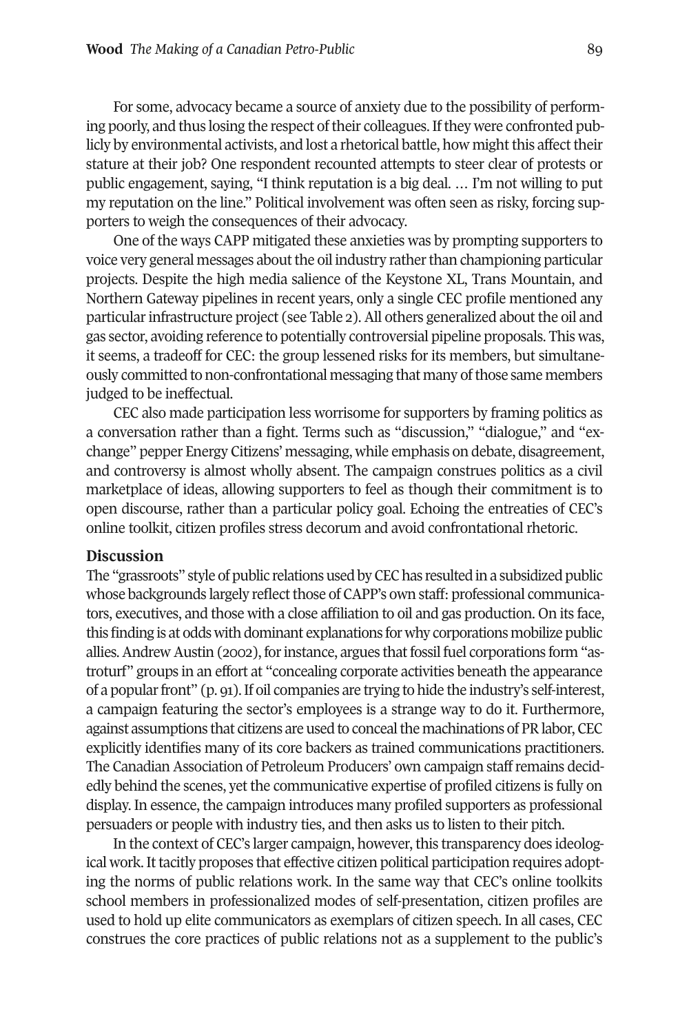For some, advocacy became a source of anxiety due to the possibility of performing poorly, and thus losing the respect of their colleagues. If they were confronted publicly by environmental activists, and lost a rhetorical battle, how might this affect their stature at their job? One respondent recounted attempts to steer clear of protests or public engagement, saying, "I think reputation is a big deal. … I'm not willing to put my reputation on the line." Political involvement was often seen as risky, forcing supporters to weigh the consequences of their advocacy.

One of the ways CAPP mitigated these anxieties was by prompting supporters to voice very general messages about the oil industry rather than championing particular projects. Despite the high media salience of the Keystone XL, Trans Mountain, and Northern Gateway pipelines in recent years, only a single CEC profile mentioned any particular infrastructure project (see Table 2). All others generalized about the oil and gas sector, avoiding reference to potentially controversial pipeline proposals. This was, it seems, a tradeoff for CEC: the group lessened risks for its members, but simultaneously committed to non-confrontational messaging that many of those same members judged to be ineffectual.

CEC also made participation less worrisome for supporters by framing politics as a conversation rather than a fight. Terms such as "discussion," "dialogue," and "exchange" pepper Energy Citizens' messaging, while emphasis on debate, disagreement, and controversy is almost wholly absent. The campaign construes politics as a civil marketplace of ideas, allowing supporters to feel as though their commitment is to open discourse, rather than a particular policy goal. Echoing the entreaties of CEC's online toolkit, citizen profiles stress decorum and avoid confrontational rhetoric.

## Discussion

The "grassroots" style of public relations used by CEC has resulted in a subsidized public whose backgrounds largely reflect those of CAPP's own staff: professional communicators, executives, and those with a close affiliation to oil and gas production. On its face, this finding is at odds with dominant explanations for why corporations mobilize public allies. Andrew Austin (2002), for instance, argues that fossil fuel corporations form "astroturf" groups in an effort at "concealing corporate activities beneath the appearance of a popular front" (p. 91). If oil companies are trying to hide the industry's self-interest, a campaign featuring the sector's employees is a strange way to do it. Furthermore, against assumptions that citizens are used to conceal the machinations of PR labor, CEC explicitly identifies many of its core backers as trained communications practitioners. The Canadian Association of Petroleum Producers' own campaign staff remains decidedly behind the scenes, yet the communicative expertise of profiled citizens is fully on display. In essence, the campaign introduces many profiled supporters as professional persuaders or people with industry ties, and then asks us to listen to their pitch.

In the context of CEC's larger campaign, however, this transparency does ideological work. It tacitly proposes that effective citizen political participation requires adopting the norms of public relations work. In the same way that CEC's online toolkits school members in professionalized modes of self-presentation, citizen profiles are used to hold up elite communicators as exemplars of citizen speech. In all cases, CEC construes the core practices of public relations not as a supplement to the public's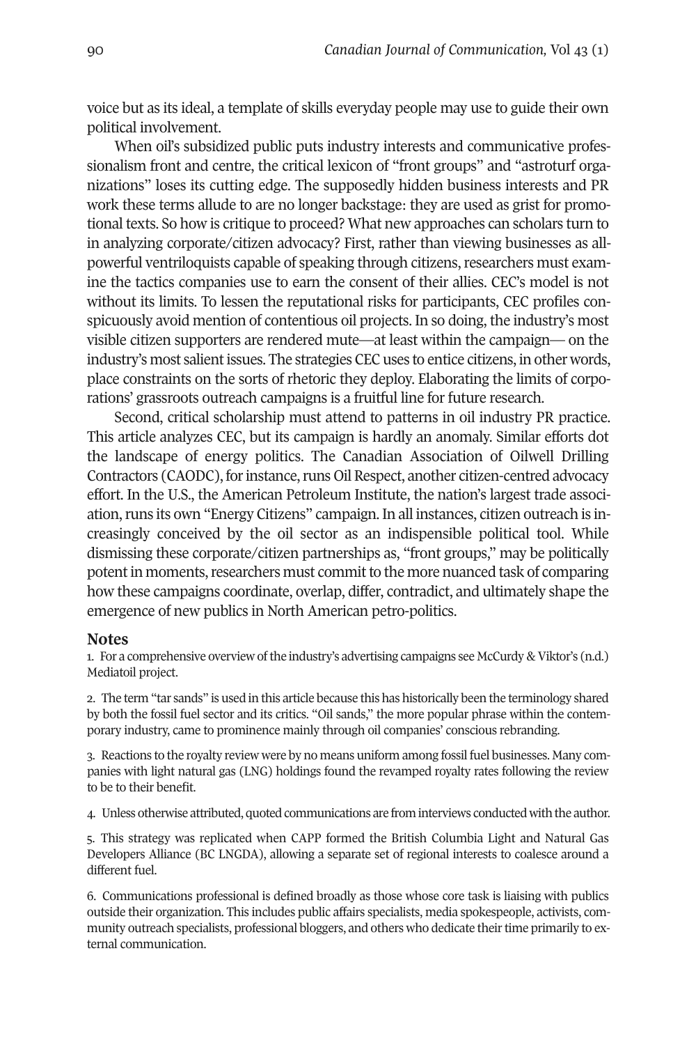voice but as its ideal, a template of skills everyday people may use to guide their own political involvement.

When oil's subsidized public puts industry interests and communicative professionalism front and centre, the critical lexicon of "front groups" and "astroturf organizations" loses its cutting edge. The supposedly hidden business interests and PR work these terms allude to are no longer backstage: they are used as grist for promotional texts. So how is critique to proceed? What new approaches can scholars turn to in analyzing corporate/citizen advocacy? First, rather than viewing businesses as all-powerful ventriloquists capable of speaking through citizens, researchers must examine the tactics companies use to earn the consent of their allies. CEC's model is not without its limits. To lessen the reputational risks for participants, CEC profiles conspicuously avoid mention of contentious oil projects. In so doing, the industry's most visible citizen supporters are rendered mute—at least within the campaign— on the industry's most salient issues. The strategies CEC uses to entice citizens, in other words, place constraints on the sorts of rhetoric they deploy. Elaborating the limits of corporations' grassroots outreach campaigns is a fruitful line for future research.

Second, critical scholarship must attend to patterns in oil industry PR practice. This article analyzes CEC, but its campaign is hardly an anomaly. Similar efforts dot the landscape of energy politics. The Canadian Association of Oilwell Drilling Contractors (CAODC), for instance, runs Oil Respect, another citizen-centred advocacy effort. In the U.S., the American Petroleum Institute, the nation's largest trade association, runs its own "Energy Citizens" campaign. In all instances, citizen outreach is increasingly conceived by the oil sector as an indispensible political tool. While dismissing these corporate/citizen partnerships as, "front groups," may be politically potent in moments, researchers must commit to the more nuanced task of comparing how these campaigns coordinate, overlap, differ, contradict, and ultimately shape the emergence of new publics in North American petro-politics.

## Notes

1. For a comprehensive overview of the industry's advertising campaigns see McCurdy & Viktor's (n.d.) Mediatoil project.

2. The term "tar sands" is used in this article because this has historically been the terminology shared by both the fossil fuel sector and its critics. "Oil sands," the more popular phrase within the contemporary industry, came to prominence mainly through oil companies' conscious rebranding.

3. Reactions to the royalty review were by no means uniform among fossil fuel businesses. Many companies with light natural gas (LNG) holdings found the revamped royalty rates following the review to be to their benefit.

4. Unless otherwise attributed, quoted communications are from interviews conducted with the author.

5. This strategy was replicated when CAPP formed the British Columbia Light and Natural Gas Developers Alliance (BC LNGDA), allowing a separate set of regional interests to coalesce around a different fuel.

6. Communications professional is defined broadly as those whose core task is liaising with publics outside their organization. This includes public affairs specialists, media spokespeople, activists, community outreach specialists, professional bloggers, and others who dedicate their time primarily to external communication.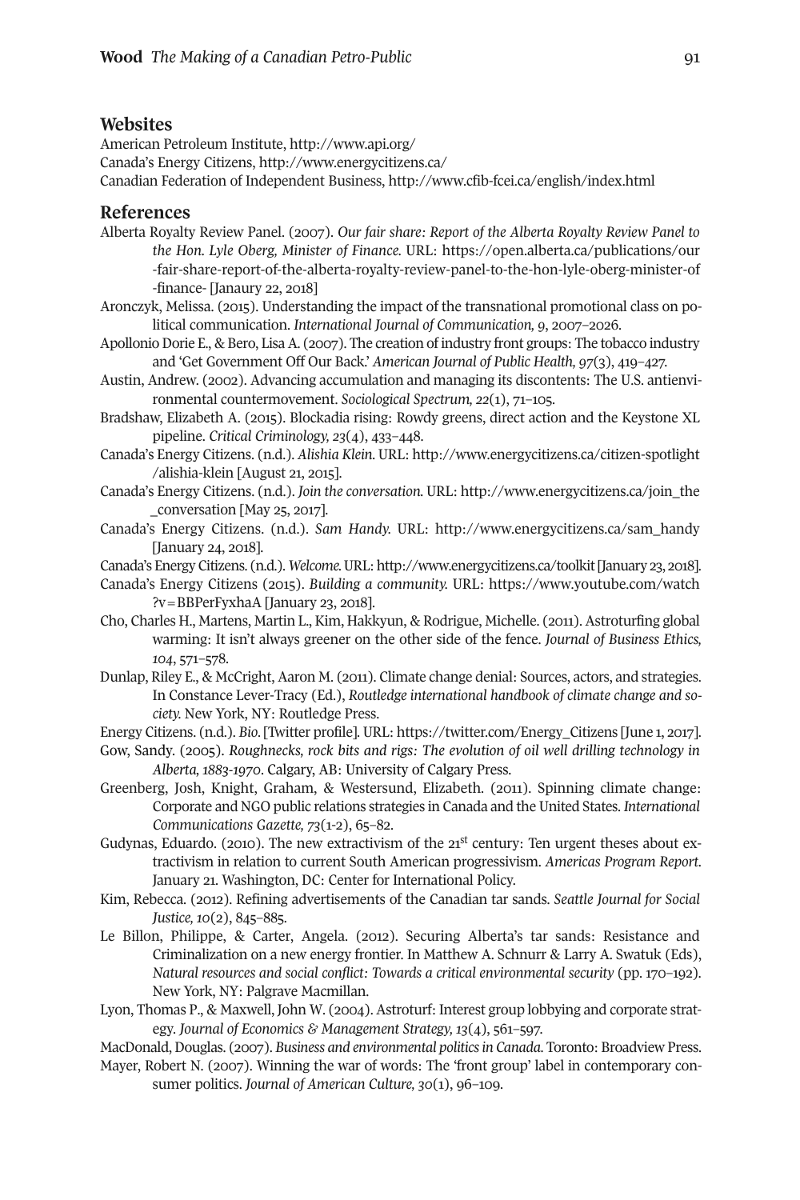## Websites

American Petroleum Institute, http://www.api.org/
Canada's Energy Citizens, http://www.energycitizens.ca/
Canadian Federation of Independent Business, http://www.cfib-fcei.ca/english/index.html

## References

Alberta Royalty Review Panel. (2007). *Our fair share: Report of the Alberta Royalty Review Panel to the Hon. Lyle Oberg, Minister of Finance.* URL: https://open.alberta.ca/publications/our-fair-share-report-of-the-alberta-royalty-review-panel-to-the-hon-lyle-oberg-minister-of-finance- [Janaury 22, 2018]

Aronczyk, Melissa. (2015). Understanding the impact of the transnational promotional class on political communication. *International Journal of Communication, 9*, 2007–2026.

Apollonio Dorie E., & Bero, Lisa A. (2007). The creation of industry front groups: The tobacco industry and 'Get Government Off Our Back.' *American Journal of Public Health, 97*(3), 419–427.

Austin, Andrew. (2002). Advancing accumulation and managing its discontents: The U.S. antienvironmental countermovement. *Sociological Spectrum, 22*(1), 71–105.

Bradshaw, Elizabeth A. (2015). Blockadia rising: Rowdy greens, direct action and the Keystone XL pipeline. *Critical Criminology, 23*(4), 433–448.

Canada's Energy Citizens. (n.d.). *Alishia Klein.* URL: http://www.energycitizens.ca/citizen-spotlight/alishia-klein [August 21, 2015].

Canada's Energy Citizens. (n.d.). *Join the conversation.* URL: http://www.energycitizens.ca/join_the_conversation [May 25, 2017].

Canada's Energy Citizens. (n.d.). *Sam Handy.* URL: http://www.energycitizens.ca/sam_handy [January 24, 2018].

Canada's Energy Citizens. (n.d.). *Welcome.* URL: http://www.energycitizens.ca/toolkit [January 23, 2018].

Canada's Energy Citizens (2015). *Building a community.* URL: https://www.youtube.com/watch?v=BBPerFyxhaA [January 23, 2018].

Cho, Charles H., Martens, Martin L., Kim, Hakkyun, & Rodrigue, Michelle. (2011). Astroturfing global warming: It isn't always greener on the other side of the fence. *Journal of Business Ethics, 104*, 571–578.

Dunlap, Riley E., & McCright, Aaron M. (2011). Climate change denial: Sources, actors, and strategies. In Constance Lever-Tracy (Ed.), *Routledge international handbook of climate change and society.* New York, NY: Routledge Press.

Energy Citizens. (n.d.). *Bio.* [Twitter profile]. URL: https://twitter.com/Energy_Citizens [June 1, 2017].

Gow, Sandy. (2005). *Roughnecks, rock bits and rigs: The evolution of oil well drilling technology in Alberta, 1883-1970.* Calgary, AB: University of Calgary Press.

Greenberg, Josh, Knight, Graham, & Westersund, Elizabeth. (2011). Spinning climate change: Corporate and NGO public relations strategies in Canada and the United States. *International Communications Gazette, 73*(1-2), 65–82.

Gudynas, Eduardo. (2010). The new extractivism of the 21st century: Ten urgent theses about extractivism in relation to current South American progressivism. *Americas Program Report.* January 21. Washington, DC: Center for International Policy.

Kim, Rebecca. (2012). Refining advertisements of the Canadian tar sands. *Seattle Journal for Social Justice, 10*(2), 845–885.

Le Billon, Philippe, & Carter, Angela. (2012). Securing Alberta's tar sands: Resistance and Criminalization on a new energy frontier. In Matthew A. Schnurr & Larry A. Swatuk (Eds), *Natural resources and social conflict: Towards a critical environmental security* (pp. 170–192). New York, NY: Palgrave Macmillan.

Lyon, Thomas P., & Maxwell, John W. (2004). Astroturf: Interest group lobbying and corporate strategy. *Journal of Economics & Management Strategy, 13*(4), 561–597.

MacDonald, Douglas. (2007). *Business and environmental politics in Canada.* Toronto: Broadview Press.

Mayer, Robert N. (2007). Winning the war of words: The 'front group' label in contemporary consumer politics. *Journal of American Culture, 30*(1), 96–109.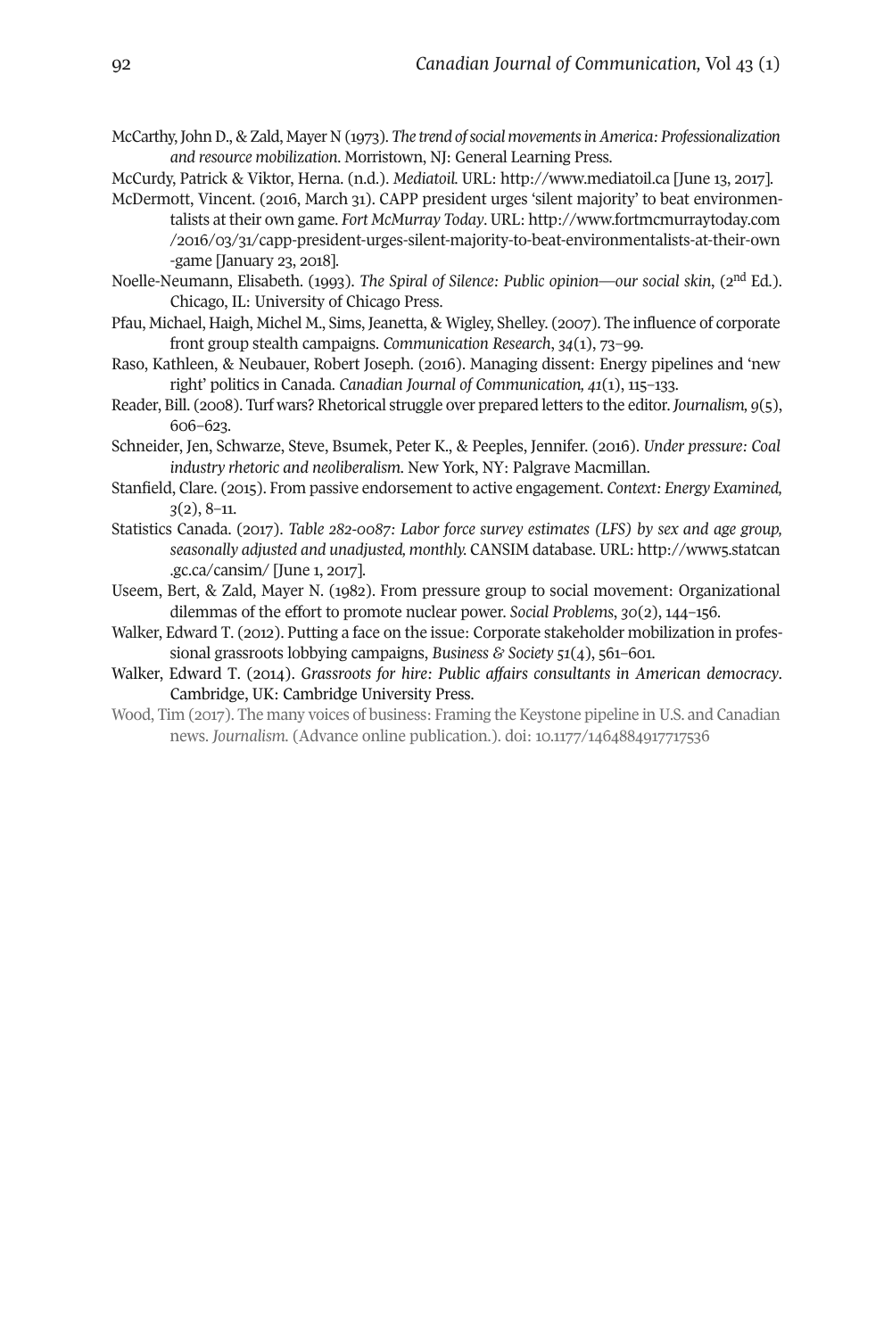McCarthy, John D., & Zald, Mayer N (1973). *The trend of social movements in America: Professionalization and resource mobilization.* Morristown, NJ: General Learning Press.

McCurdy, Patrick & Viktor, Herna. (n.d.). *Mediatoil.* URL: http://www.mediatoil.ca [June 13, 2017].

McDermott, Vincent. (2016, March 31). CAPP president urges 'silent majority' to beat environmentalists at their own game. *Fort McMurray Today*. URL: http://www.fortmcmurraytoday.com/2016/03/31/capp-president-urges-silent-majority-to-beat-environmentalists-at-their-own-game [January 23, 2018].

Noelle-Neumann, Elisabeth. (1993). *The Spiral of Silence: Public opinion—our social skin*, (2nd Ed.). Chicago, IL: University of Chicago Press.

Pfau, Michael, Haigh, Michel M., Sims, Jeanetta, & Wigley, Shelley. (2007). The influence of corporate front group stealth campaigns. *Communication Research*, *34*(1), 73–99.

Raso, Kathleen, & Neubauer, Robert Joseph. (2016). Managing dissent: Energy pipelines and 'new right' politics in Canada. *Canadian Journal of Communication, 41*(1), 115–133.

Reader, Bill. (2008). Turf wars? Rhetorical struggle over prepared letters to the editor. *Journalism, 9*(5), 606–623.

Schneider, Jen, Schwarze, Steve, Bsumek, Peter K., & Peeples, Jennifer. (2016). *Under pressure: Coal industry rhetoric and neoliberalism.* New York, NY: Palgrave Macmillan.

Stanfield, Clare. (2015). From passive endorsement to active engagement. *Context: Energy Examined,* 3(2), 8–11.

Statistics Canada. (2017). *Table 282-0087: Labor force survey estimates (LFS) by sex and age group, seasonally adjusted and unadjusted, monthly.* CANSIM database. URL: http://www5.statcan.gc.ca/cansim/ [June 1, 2017].

Useem, Bert, & Zald, Mayer N. (1982). From pressure group to social movement: Organizational dilemmas of the effort to promote nuclear power. *Social Problems*, *30*(2), 144–156.

Walker, Edward T. (2012). Putting a face on the issue: Corporate stakeholder mobilization in professional grassroots lobbying campaigns, *Business & Society 51*(4), 561–601.

Walker, Edward T. (2014). *Grassroots for hire: Public affairs consultants in American democracy*. Cambridge, UK: Cambridge University Press.

Wood, Tim (2017). The many voices of business: Framing the Keystone pipeline in U.S. and Canadian news. *Journalism.* (Advance online publication.). doi: 10.1177/1464884917717536